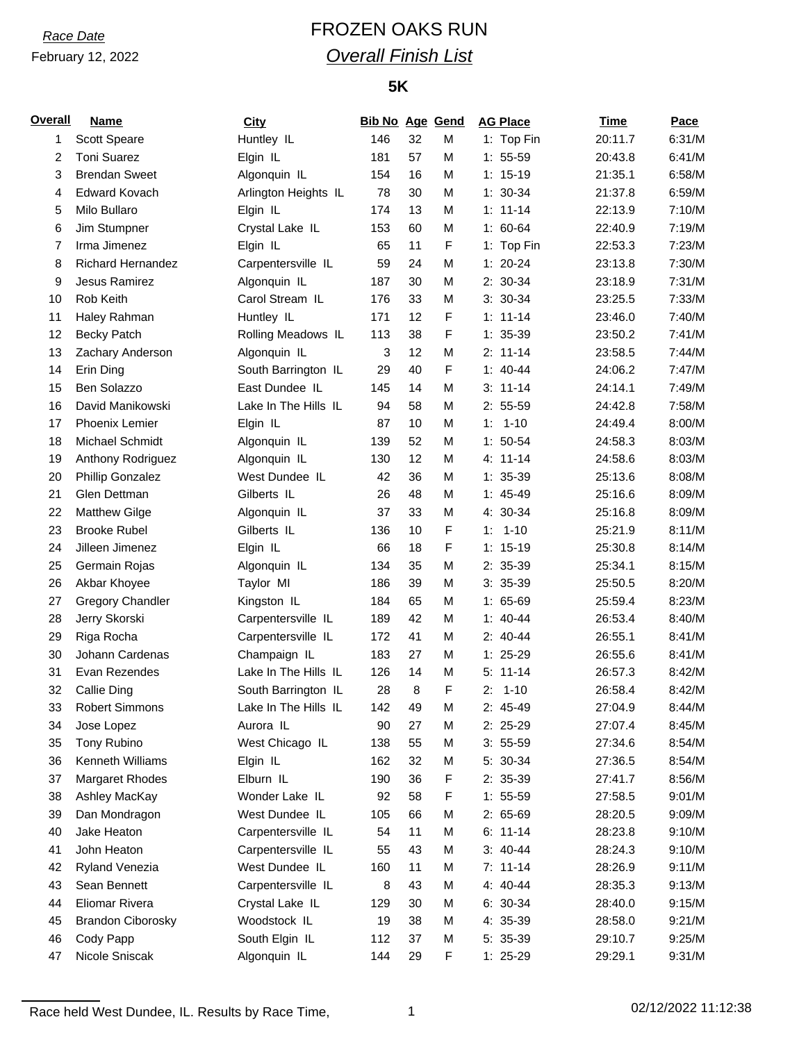*Race Date*

February 12, 2022

# FROZEN OAKS RUN

## *Overall Finish List*

### 5K

| Overall | Name | City | Bib No | Age | Gend | AG Place | Time | Pace |
|---|---|---|---|---|---|---|---|---|
| 1 | Scott Speare | Huntley IL | 146 | 32 | M | 1: Top Fin | 20:11.7 | 6:31/M |
| 2 | Toni Suarez | Elgin IL | 181 | 57 | M | 1: 55-59 | 20:43.8 | 6:41/M |
| 3 | Brendan Sweet | Algonquin IL | 154 | 16 | M | 1: 15-19 | 21:35.1 | 6:58/M |
| 4 | Edward Kovach | Arlington Heights IL | 78 | 30 | M | 1: 30-34 | 21:37.8 | 6:59/M |
| 5 | Milo Bullaro | Elgin IL | 174 | 13 | M | 1: 11-14 | 22:13.9 | 7:10/M |
| 6 | Jim Stumpner | Crystal Lake IL | 153 | 60 | M | 1: 60-64 | 22:40.9 | 7:19/M |
| 7 | Irma Jimenez | Elgin IL | 65 | 11 | F | 1: Top Fin | 22:53.3 | 7:23/M |
| 8 | Richard Hernandez | Carpentersville IL | 59 | 24 | M | 1: 20-24 | 23:13.8 | 7:30/M |
| 9 | Jesus Ramirez | Algonquin IL | 187 | 30 | M | 2: 30-34 | 23:18.9 | 7:31/M |
| 10 | Rob Keith | Carol Stream IL | 176 | 33 | M | 3: 30-34 | 23:25.5 | 7:33/M |
| 11 | Haley Rahman | Huntley IL | 171 | 12 | F | 1: 11-14 | 23:46.0 | 7:40/M |
| 12 | Becky Patch | Rolling Meadows IL | 113 | 38 | F | 1: 35-39 | 23:50.2 | 7:41/M |
| 13 | Zachary Anderson | Algonquin IL | 3 | 12 | M | 2: 11-14 | 23:58.5 | 7:44/M |
| 14 | Erin Ding | South Barrington IL | 29 | 40 | F | 1: 40-44 | 24:06.2 | 7:47/M |
| 15 | Ben Solazzo | East Dundee IL | 145 | 14 | M | 3: 11-14 | 24:14.1 | 7:49/M |
| 16 | David Manikowski | Lake In The Hills IL | 94 | 58 | M | 2: 55-59 | 24:42.8 | 7:58/M |
| 17 | Phoenix Lemier | Elgin IL | 87 | 10 | M | 1: 1-10 | 24:49.4 | 8:00/M |
| 18 | Michael Schmidt | Algonquin IL | 139 | 52 | M | 1: 50-54 | 24:58.3 | 8:03/M |
| 19 | Anthony Rodriguez | Algonquin IL | 130 | 12 | M | 4: 11-14 | 24:58.6 | 8:03/M |
| 20 | Phillip Gonzalez | West Dundee IL | 42 | 36 | M | 1: 35-39 | 25:13.6 | 8:08/M |
| 21 | Glen Dettman | Gilberts IL | 26 | 48 | M | 1: 45-49 | 25:16.6 | 8:09/M |
| 22 | Matthew Gilge | Algonquin IL | 37 | 33 | M | 4: 30-34 | 25:16.8 | 8:09/M |
| 23 | Brooke Rubel | Gilberts IL | 136 | 10 | F | 1: 1-10 | 25:21.9 | 8:11/M |
| 24 | Jilleen Jimenez | Elgin IL | 66 | 18 | F | 1: 15-19 | 25:30.8 | 8:14/M |
| 25 | Germain Rojas | Algonquin IL | 134 | 35 | M | 2: 35-39 | 25:34.1 | 8:15/M |
| 26 | Akbar Khoyee | Taylor MI | 186 | 39 | M | 3: 35-39 | 25:50.5 | 8:20/M |
| 27 | Gregory Chandler | Kingston IL | 184 | 65 | M | 1: 65-69 | 25:59.4 | 8:23/M |
| 28 | Jerry Skorski | Carpentersville IL | 189 | 42 | M | 1: 40-44 | 26:53.4 | 8:40/M |
| 29 | Riga Rocha | Carpentersville IL | 172 | 41 | M | 2: 40-44 | 26:55.1 | 8:41/M |
| 30 | Johann Cardenas | Champaign IL | 183 | 27 | M | 1: 25-29 | 26:55.6 | 8:41/M |
| 31 | Evan Rezendes | Lake In The Hills IL | 126 | 14 | M | 5: 11-14 | 26:57.3 | 8:42/M |
| 32 | Callie Ding | South Barrington IL | 28 | 8 | F | 2: 1-10 | 26:58.4 | 8:42/M |
| 33 | Robert Simmons | Lake In The Hills IL | 142 | 49 | M | 2: 45-49 | 27:04.9 | 8:44/M |
| 34 | Jose Lopez | Aurora IL | 90 | 27 | M | 2: 25-29 | 27:07.4 | 8:45/M |
| 35 | Tony Rubino | West Chicago IL | 138 | 55 | M | 3: 55-59 | 27:34.6 | 8:54/M |
| 36 | Kenneth Williams | Elgin IL | 162 | 32 | M | 5: 30-34 | 27:36.5 | 8:54/M |
| 37 | Margaret Rhodes | Elburn IL | 190 | 36 | F | 2: 35-39 | 27:41.7 | 8:56/M |
| 38 | Ashley MacKay | Wonder Lake IL | 92 | 58 | F | 1: 55-59 | 27:58.5 | 9:01/M |
| 39 | Dan Mondragon | West Dundee IL | 105 | 66 | M | 2: 65-69 | 28:20.5 | 9:09/M |
| 40 | Jake Heaton | Carpentersville IL | 54 | 11 | M | 6: 11-14 | 28:23.8 | 9:10/M |
| 41 | John Heaton | Carpentersville IL | 55 | 43 | M | 3: 40-44 | 28:24.3 | 9:10/M |
| 42 | Ryland Venezia | West Dundee IL | 160 | 11 | M | 7: 11-14 | 28:26.9 | 9:11/M |
| 43 | Sean Bennett | Carpentersville IL | 8 | 43 | M | 4: 40-44 | 28:35.3 | 9:13/M |
| 44 | Eliomar Rivera | Crystal Lake IL | 129 | 30 | M | 6: 30-34 | 28:40.0 | 9:15/M |
| 45 | Brandon Ciborosky | Woodstock IL | 19 | 38 | M | 4: 35-39 | 28:58.0 | 9:21/M |
| 46 | Cody Papp | South Elgin IL | 112 | 37 | M | 5: 35-39 | 29:10.7 | 9:25/M |
| 47 | Nicole Sniscak | Algonquin IL | 144 | 29 | F | 1: 25-29 | 29:29.1 | 9:31/M |

Race held West Dundee, IL. Results by Race Time,

02/12/2022 11:12:38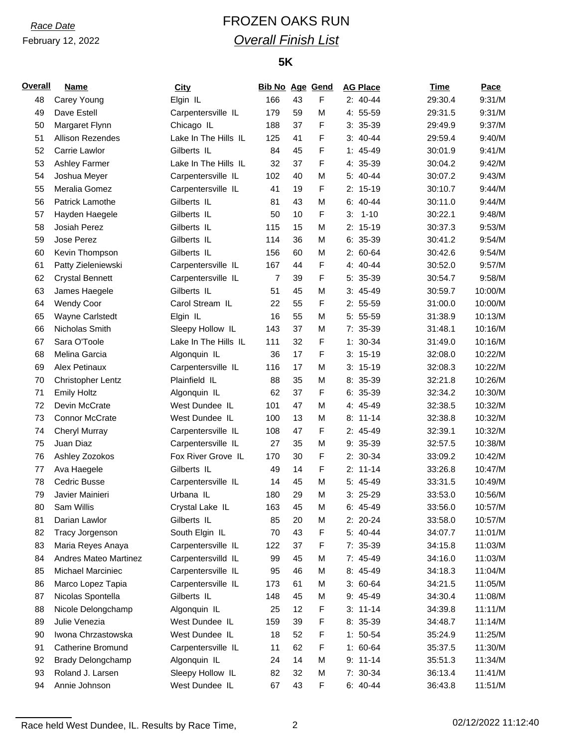*Race Date*

February 12, 2022

# FROZEN OAKS RUN

## *Overall Finish List*

### 5K

| Overall | Name | City | Bib No | Age | Gend | AG Place | Time | Pace |
|---|---|---|---|---|---|---|---|---|
| 48 | Carey Young | Elgin IL | 166 | 43 | F | 2: 40-44 | 29:30.4 | 9:31/M |
| 49 | Dave Estell | Carpentersville IL | 179 | 59 | M | 4: 55-59 | 29:31.5 | 9:31/M |
| 50 | Margaret Flynn | Chicago IL | 188 | 37 | F | 3: 35-39 | 29:49.9 | 9:37/M |
| 51 | Allison Rezendes | Lake In The Hills IL | 125 | 41 | F | 3: 40-44 | 29:59.4 | 9:40/M |
| 52 | Carrie Lawlor | Gilberts IL | 84 | 45 | F | 1: 45-49 | 30:01.9 | 9:41/M |
| 53 | Ashley Farmer | Lake In The Hills IL | 32 | 37 | F | 4: 35-39 | 30:04.2 | 9:42/M |
| 54 | Joshua Meyer | Carpentersville IL | 102 | 40 | M | 5: 40-44 | 30:07.2 | 9:43/M |
| 55 | Meralia Gomez | Carpentersville IL | 41 | 19 | F | 2: 15-19 | 30:10.7 | 9:44/M |
| 56 | Patrick Lamothe | Gilberts IL | 81 | 43 | M | 6: 40-44 | 30:11.0 | 9:44/M |
| 57 | Hayden Haegele | Gilberts IL | 50 | 10 | F | 3: 1-10 | 30:22.1 | 9:48/M |
| 58 | Josiah Perez | Gilberts IL | 115 | 15 | M | 2: 15-19 | 30:37.3 | 9:53/M |
| 59 | Jose Perez | Gilberts IL | 114 | 36 | M | 6: 35-39 | 30:41.2 | 9:54/M |
| 60 | Kevin Thompson | Gilberts IL | 156 | 60 | M | 2: 60-64 | 30:42.6 | 9:54/M |
| 61 | Patty Zieleniewski | Carpentersville IL | 167 | 44 | F | 4: 40-44 | 30:52.0 | 9:57/M |
| 62 | Crystal Bennett | Carpentersville IL | 7 | 39 | F | 5: 35-39 | 30:54.7 | 9:58/M |
| 63 | James Haegele | Gilberts IL | 51 | 45 | M | 3: 45-49 | 30:59.7 | 10:00/M |
| 64 | Wendy Coor | Carol Stream IL | 22 | 55 | F | 2: 55-59 | 31:00.0 | 10:00/M |
| 65 | Wayne Carlstedt | Elgin IL | 16 | 55 | M | 5: 55-59 | 31:38.9 | 10:13/M |
| 66 | Nicholas Smith | Sleepy Hollow IL | 143 | 37 | M | 7: 35-39 | 31:48.1 | 10:16/M |
| 67 | Sara O'Toole | Lake In The Hills IL | 111 | 32 | F | 1: 30-34 | 31:49.0 | 10:16/M |
| 68 | Melina Garcia | Algonquin IL | 36 | 17 | F | 3: 15-19 | 32:08.0 | 10:22/M |
| 69 | Alex Petinaux | Carpentersville IL | 116 | 17 | M | 3: 15-19 | 32:08.3 | 10:22/M |
| 70 | Christopher Lentz | Plainfield IL | 88 | 35 | M | 8: 35-39 | 32:21.8 | 10:26/M |
| 71 | Emily Holtz | Algonquin IL | 62 | 37 | F | 6: 35-39 | 32:34.2 | 10:30/M |
| 72 | Devin McCrate | West Dundee IL | 101 | 47 | M | 4: 45-49 | 32:38.5 | 10:32/M |
| 73 | Connor McCrate | West Dundee IL | 100 | 13 | M | 8: 11-14 | 32:38.8 | 10:32/M |
| 74 | Cheryl Murray | Carpentersville IL | 108 | 47 | F | 2: 45-49 | 32:39.1 | 10:32/M |
| 75 | Juan Diaz | Carpentersville IL | 27 | 35 | M | 9: 35-39 | 32:57.5 | 10:38/M |
| 76 | Ashley Zozokos | Fox River Grove IL | 170 | 30 | F | 2: 30-34 | 33:09.2 | 10:42/M |
| 77 | Ava Haegele | Gilberts IL | 49 | 14 | F | 2: 11-14 | 33:26.8 | 10:47/M |
| 78 | Cedric Busse | Carpentersville IL | 14 | 45 | M | 5: 45-49 | 33:31.5 | 10:49/M |
| 79 | Javier Mainieri | Urbana IL | 180 | 29 | M | 3: 25-29 | 33:53.0 | 10:56/M |
| 80 | Sam Willis | Crystal Lake IL | 163 | 45 | M | 6: 45-49 | 33:56.0 | 10:57/M |
| 81 | Darian Lawlor | Gilberts IL | 85 | 20 | M | 2: 20-24 | 33:58.0 | 10:57/M |
| 82 | Tracy Jorgenson | South Elgin IL | 70 | 43 | F | 5: 40-44 | 34:07.7 | 11:01/M |
| 83 | Maria Reyes Anaya | Carpentersville IL | 122 | 37 | F | 7: 35-39 | 34:15.8 | 11:03/M |
| 84 | Andres Mateo Martinez | Carpentersvilld IL | 99 | 45 | M | 7: 45-49 | 34:16.0 | 11:03/M |
| 85 | Michael Marciniec | Carpentersville IL | 95 | 46 | M | 8: 45-49 | 34:18.3 | 11:04/M |
| 86 | Marco Lopez Tapia | Carpentersville IL | 173 | 61 | M | 3: 60-64 | 34:21.5 | 11:05/M |
| 87 | Nicolas Spontella | Gilberts IL | 148 | 45 | M | 9: 45-49 | 34:30.4 | 11:08/M |
| 88 | Nicole Delongchamp | Algonquin IL | 25 | 12 | F | 3: 11-14 | 34:39.8 | 11:11/M |
| 89 | Julie Venezia | West Dundee IL | 159 | 39 | F | 8: 35-39 | 34:48.7 | 11:14/M |
| 90 | Iwona Chrzastowska | West Dundee IL | 18 | 52 | F | 1: 50-54 | 35:24.9 | 11:25/M |
| 91 | Catherine Bromund | Carpentersville IL | 11 | 62 | F | 1: 60-64 | 35:37.5 | 11:30/M |
| 92 | Brady Delongchamp | Algonquin IL | 24 | 14 | M | 9: 11-14 | 35:51.3 | 11:34/M |
| 93 | Roland J. Larsen | Sleepy Hollow IL | 82 | 32 | M | 7: 30-34 | 36:13.4 | 11:41/M |
| 94 | Annie Johnson | West Dundee IL | 67 | 43 | F | 6: 40-44 | 36:43.8 | 11:51/M |

Race held West Dundee, IL. Results by Race Time,

02/12/2022 11:12:40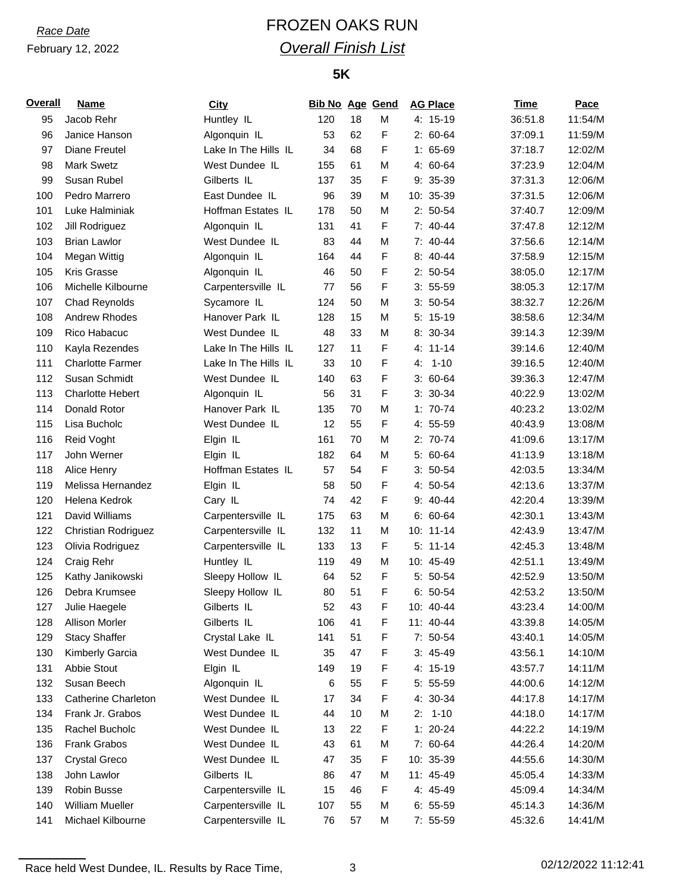*Race Date*

February 12, 2022

# FROZEN OAKS RUN

## *Overall Finish List*

### 5K

| Overall | Name | City | Bib No | Age | Gend | AG Place | Time | Pace |
|---|---|---|---|---|---|---|---|---|
| 95 | Jacob Rehr | Huntley IL | 120 | 18 | M | 4: 15-19 | 36:51.8 | 11:54/M |
| 96 | Janice Hanson | Algonquin IL | 53 | 62 | F | 2: 60-64 | 37:09.1 | 11:59/M |
| 97 | Diane Freutel | Lake In The Hills IL | 34 | 68 | F | 1: 65-69 | 37:18.7 | 12:02/M |
| 98 | Mark Swetz | West Dundee IL | 155 | 61 | M | 4: 60-64 | 37:23.9 | 12:04/M |
| 99 | Susan Rubel | Gilberts IL | 137 | 35 | F | 9: 35-39 | 37:31.3 | 12:06/M |
| 100 | Pedro Marrero | East Dundee IL | 96 | 39 | M | 10: 35-39 | 37:31.5 | 12:06/M |
| 101 | Luke Halminiak | Hoffman Estates IL | 178 | 50 | M | 2: 50-54 | 37:40.7 | 12:09/M |
| 102 | Jill Rodriguez | Algonquin IL | 131 | 41 | F | 7: 40-44 | 37:47.8 | 12:12/M |
| 103 | Brian Lawlor | West Dundee IL | 83 | 44 | M | 7: 40-44 | 37:56.6 | 12:14/M |
| 104 | Megan Wittig | Algonquin IL | 164 | 44 | F | 8: 40-44 | 37:58.9 | 12:15/M |
| 105 | Kris Grasse | Algonquin IL | 46 | 50 | F | 2: 50-54 | 38:05.0 | 12:17/M |
| 106 | Michelle Kilbourne | Carpentersville IL | 77 | 56 | F | 3: 55-59 | 38:05.3 | 12:17/M |
| 107 | Chad Reynolds | Sycamore IL | 124 | 50 | M | 3: 50-54 | 38:32.7 | 12:26/M |
| 108 | Andrew Rhodes | Hanover Park IL | 128 | 15 | M | 5: 15-19 | 38:58.6 | 12:34/M |
| 109 | Rico Habacuc | West Dundee IL | 48 | 33 | M | 8: 30-34 | 39:14.3 | 12:39/M |
| 110 | Kayla Rezendes | Lake In The Hills IL | 127 | 11 | F | 4: 11-14 | 39:14.6 | 12:40/M |
| 111 | Charlotte Farmer | Lake In The Hills IL | 33 | 10 | F | 4: 1-10 | 39:16.5 | 12:40/M |
| 112 | Susan Schmidt | West Dundee IL | 140 | 63 | F | 3: 60-64 | 39:36.3 | 12:47/M |
| 113 | Charlotte Hebert | Algonquin IL | 56 | 31 | F | 3: 30-34 | 40:22.9 | 13:02/M |
| 114 | Donald Rotor | Hanover Park IL | 135 | 70 | M | 1: 70-74 | 40:23.2 | 13:02/M |
| 115 | Lisa Bucholc | West Dundee IL | 12 | 55 | F | 4: 55-59 | 40:43.9 | 13:08/M |
| 116 | Reid Voght | Elgin IL | 161 | 70 | M | 2: 70-74 | 41:09.6 | 13:17/M |
| 117 | John Werner | Elgin IL | 182 | 64 | M | 5: 60-64 | 41:13.9 | 13:18/M |
| 118 | Alice Henry | Hoffman Estates IL | 57 | 54 | F | 3: 50-54 | 42:03.5 | 13:34/M |
| 119 | Melissa Hernandez | Elgin IL | 58 | 50 | F | 4: 50-54 | 42:13.6 | 13:37/M |
| 120 | Helena Kedrok | Cary IL | 74 | 42 | F | 9: 40-44 | 42:20.4 | 13:39/M |
| 121 | David Williams | Carpentersville IL | 175 | 63 | M | 6: 60-64 | 42:30.1 | 13:43/M |
| 122 | Christian Rodriguez | Carpentersville IL | 132 | 11 | M | 10: 11-14 | 42:43.9 | 13:47/M |
| 123 | Olivia Rodriguez | Carpentersville IL | 133 | 13 | F | 5: 11-14 | 42:45.3 | 13:48/M |
| 124 | Craig Rehr | Huntley IL | 119 | 49 | M | 10: 45-49 | 42:51.1 | 13:49/M |
| 125 | Kathy Janikowski | Sleepy Hollow IL | 64 | 52 | F | 5: 50-54 | 42:52.9 | 13:50/M |
| 126 | Debra Krumsee | Sleepy Hollow IL | 80 | 51 | F | 6: 50-54 | 42:53.2 | 13:50/M |
| 127 | Julie Haegele | Gilberts IL | 52 | 43 | F | 10: 40-44 | 43:23.4 | 14:00/M |
| 128 | Allison Morler | Gilberts IL | 106 | 41 | F | 11: 40-44 | 43:39.8 | 14:05/M |
| 129 | Stacy Shaffer | Crystal Lake IL | 141 | 51 | F | 7: 50-54 | 43:40.1 | 14:05/M |
| 130 | Kimberly Garcia | West Dundee IL | 35 | 47 | F | 3: 45-49 | 43:56.1 | 14:10/M |
| 131 | Abbie Stout | Elgin IL | 149 | 19 | F | 4: 15-19 | 43:57.7 | 14:11/M |
| 132 | Susan Beech | Algonquin IL | 6 | 55 | F | 5: 55-59 | 44:00.6 | 14:12/M |
| 133 | Catherine Charleton | West Dundee IL | 17 | 34 | F | 4: 30-34 | 44:17.8 | 14:17/M |
| 134 | Frank Jr. Grabos | West Dundee IL | 44 | 10 | M | 2: 1-10 | 44:18.0 | 14:17/M |
| 135 | Rachel Bucholc | West Dundee IL | 13 | 22 | F | 1: 20-24 | 44:22.2 | 14:19/M |
| 136 | Frank Grabos | West Dundee IL | 43 | 61 | M | 7: 60-64 | 44:26.4 | 14:20/M |
| 137 | Crystal Greco | West Dundee IL | 47 | 35 | F | 10: 35-39 | 44:55.6 | 14:30/M |
| 138 | John Lawlor | Gilberts IL | 86 | 47 | M | 11: 45-49 | 45:05.4 | 14:33/M |
| 139 | Robin Busse | Carpentersville IL | 15 | 46 | F | 4: 45-49 | 45:09.4 | 14:34/M |
| 140 | William Mueller | Carpentersville IL | 107 | 55 | M | 6: 55-59 | 45:14.3 | 14:36/M |
| 141 | Michael Kilbourne | Carpentersville IL | 76 | 57 | M | 7: 55-59 | 45:32.6 | 14:41/M |

Race held West Dundee, IL. Results by Race Time, 02/12/2022 11:12:41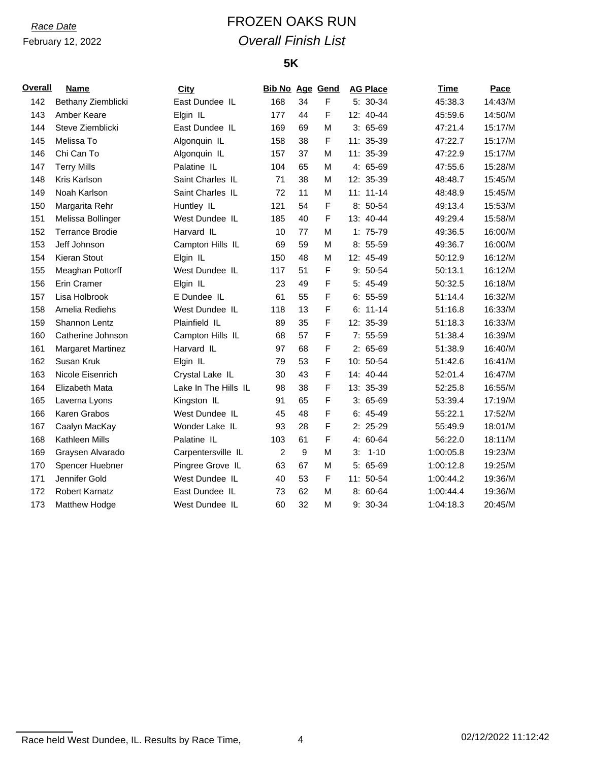*Race Date*

February 12, 2022

# FROZEN OAKS RUN

## *Overall Finish List*

### 5K

| Overall | Name | City | Bib No | Age | Gend | AG Place | Time | Pace |
|---|---|---|---|---|---|---|---|---|
| 142 | Bethany Ziemblicki | East Dundee IL | 168 | 34 | F | 5: 30-34 | 45:38.3 | 14:43/M |
| 143 | Amber Keare | Elgin IL | 177 | 44 | F | 12: 40-44 | 45:59.6 | 14:50/M |
| 144 | Steve Ziemblicki | East Dundee IL | 169 | 69 | M | 3: 65-69 | 47:21.4 | 15:17/M |
| 145 | Melissa To | Algonquin IL | 158 | 38 | F | 11: 35-39 | 47:22.7 | 15:17/M |
| 146 | Chi Can To | Algonquin IL | 157 | 37 | M | 11: 35-39 | 47:22.9 | 15:17/M |
| 147 | Terry Mills | Palatine IL | 104 | 65 | M | 4: 65-69 | 47:55.6 | 15:28/M |
| 148 | Kris Karlson | Saint Charles IL | 71 | 38 | M | 12: 35-39 | 48:48.7 | 15:45/M |
| 149 | Noah Karlson | Saint Charles IL | 72 | 11 | M | 11: 11-14 | 48:48.9 | 15:45/M |
| 150 | Margarita Rehr | Huntley IL | 121 | 54 | F | 8: 50-54 | 49:13.4 | 15:53/M |
| 151 | Melissa Bollinger | West Dundee IL | 185 | 40 | F | 13: 40-44 | 49:29.4 | 15:58/M |
| 152 | Terrance Brodie | Harvard IL | 10 | 77 | M | 1: 75-79 | 49:36.5 | 16:00/M |
| 153 | Jeff Johnson | Campton Hills IL | 69 | 59 | M | 8: 55-59 | 49:36.7 | 16:00/M |
| 154 | Kieran Stout | Elgin IL | 150 | 48 | M | 12: 45-49 | 50:12.9 | 16:12/M |
| 155 | Meaghan Pottorff | West Dundee IL | 117 | 51 | F | 9: 50-54 | 50:13.1 | 16:12/M |
| 156 | Erin Cramer | Elgin IL | 23 | 49 | F | 5: 45-49 | 50:32.5 | 16:18/M |
| 157 | Lisa Holbrook | E Dundee IL | 61 | 55 | F | 6: 55-59 | 51:14.4 | 16:32/M |
| 158 | Amelia Rediehs | West Dundee IL | 118 | 13 | F | 6: 11-14 | 51:16.8 | 16:33/M |
| 159 | Shannon Lentz | Plainfield IL | 89 | 35 | F | 12: 35-39 | 51:18.3 | 16:33/M |
| 160 | Catherine Johnson | Campton Hills IL | 68 | 57 | F | 7: 55-59 | 51:38.4 | 16:39/M |
| 161 | Margaret Martinez | Harvard IL | 97 | 68 | F | 2: 65-69 | 51:38.9 | 16:40/M |
| 162 | Susan Kruk | Elgin IL | 79 | 53 | F | 10: 50-54 | 51:42.6 | 16:41/M |
| 163 | Nicole Eisenrich | Crystal Lake IL | 30 | 43 | F | 14: 40-44 | 52:01.4 | 16:47/M |
| 164 | Elizabeth Mata | Lake In The Hills IL | 98 | 38 | F | 13: 35-39 | 52:25.8 | 16:55/M |
| 165 | Laverna Lyons | Kingston IL | 91 | 65 | F | 3: 65-69 | 53:39.4 | 17:19/M |
| 166 | Karen Grabos | West Dundee IL | 45 | 48 | F | 6: 45-49 | 55:22.1 | 17:52/M |
| 167 | Caalyn MacKay | Wonder Lake IL | 93 | 28 | F | 2: 25-29 | 55:49.9 | 18:01/M |
| 168 | Kathleen Mills | Palatine IL | 103 | 61 | F | 4: 60-64 | 56:22.0 | 18:11/M |
| 169 | Graysen Alvarado | Carpentersville IL | 2 | 9 | M | 3: 1-10 | 1:00:05.8 | 19:23/M |
| 170 | Spencer Huebner | Pingree Grove IL | 63 | 67 | M | 5: 65-69 | 1:00:12.8 | 19:25/M |
| 171 | Jennifer Gold | West Dundee IL | 40 | 53 | F | 11: 50-54 | 1:00:44.2 | 19:36/M |
| 172 | Robert Karnatz | East Dundee IL | 73 | 62 | M | 8: 60-64 | 1:00:44.4 | 19:36/M |
| 173 | Matthew Hodge | West Dundee IL | 60 | 32 | M | 9: 30-34 | 1:04:18.3 | 20:45/M |

Race held West Dundee, IL. Results by Race Time,

02/12/2022 11:12:42